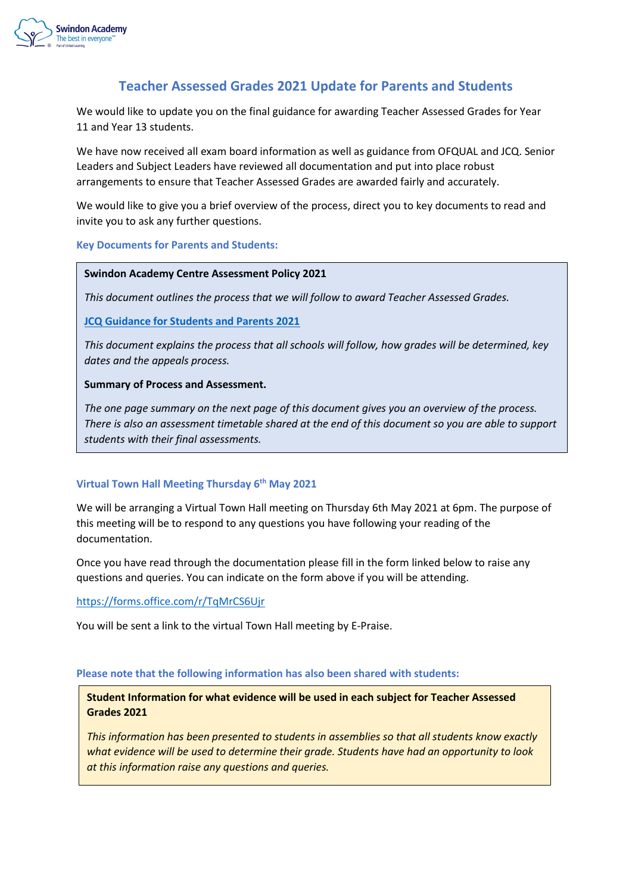# Teacher Assessed Grades 2021 Update for Parents and Students

We would like to update you on the final guidance for awarding Teacher Assessed Grades for Year 11 and Year 13 students.

We have now received all exam board information as well as guidance from OFQUAL and JCQ. Senior Leaders and Subject Leaders have reviewed all documentation and put into place robust arrangements to ensure that Teacher Assessed Grades are awarded fairly and accurately.

We would like to give you a brief overview of the process, direct you to key documents to read and invite you to ask any further questions.

### Key Documents for Parents and Students:

**Swindon Academy Centre Assessment Policy 2021**

*This document outlines the process that we will follow to award Teacher Assessed Grades.*

**JCQ Guidance for Students and Parents 2021**

*This document explains the process that all schools will follow, how grades will be determined, key dates and the appeals process.*

**Summary of Process and Assessment.**

*The one page summary on the next page of this document gives you an overview of the process. There is also an assessment timetable shared at the end of this document so you are able to support students with their final assessments.*

### Virtual Town Hall Meeting Thursday 6th May 2021

We will be arranging a Virtual Town Hall meeting on Thursday 6th May 2021 at 6pm. The purpose of this meeting will be to respond to any questions you have following your reading of the documentation.

Once you have read through the documentation please fill in the form linked below to raise any questions and queries. You can indicate on the form above if you will be attending.

https://forms.office.com/r/TqMrCS6Ujr

You will be sent a link to the virtual Town Hall meeting by E-Praise.

### Please note that the following information has also been shared with students:

**Student Information for what evidence will be used in each subject for Teacher Assessed Grades 2021**

*This information has been presented to students in assemblies so that all students know exactly what evidence will be used to determine their grade. Students have had an opportunity to look at this information raise any questions and queries.*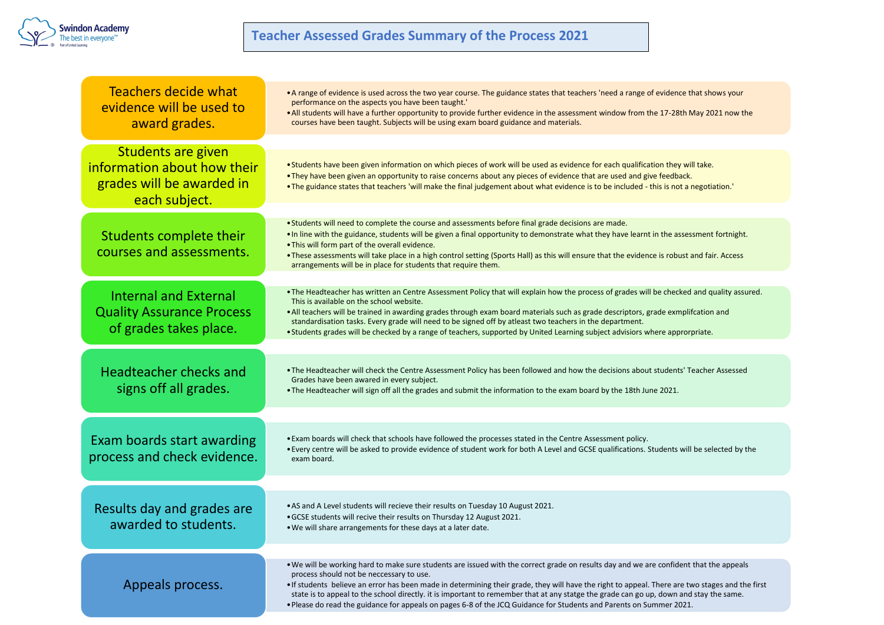# Teacher Assessed Grades Summary of the Process 2021

## Teachers decide what evidence will be used to award grades.

- A range of evidence is used across the two year course. The guidance states that teachers 'need a range of evidence that shows your performance on the aspects you have been taught.'
- All students will have a further opportunity to provide further evidence in the assessment window from the 17-28th May 2021 now the courses have been taught. Subjects will be using exam board guidance and materials.

## Students are given information about how their grades will be awarded in each subject.

- Students have been given information on which pieces of work will be used as evidence for each qualification they will take.
- They have been given an opportunity to raise concerns about any pieces of evidence that are used and give feedback.
- The guidance states that teachers 'will make the final judgement about what evidence is to be included - this is not a negotiation.'

## Students complete their courses and assessments.

- Students will need to complete the course and assessments before final grade decisions are made.
- In line with the guidance, students will be given a final opportunity to demonstrate what they have learnt in the assessment fortnight.
- This will form part of the overall evidence.
- These assessments will take place in a high control setting (Sports Hall) as this will ensure that the evidence is robust and fair. Access arrangements will be in place for students that require them.

## Internal and External Quality Assurance Process of grades takes place.

- The Headteacher has written an Centre Assessment Policy that will explain how the process of grades will be checked and quality assured. This is available on the school website.
- All teachers will be trained in awarding grades through exam board materials such as grade descriptors, grade exmplifcation and standardisation tasks. Every grade will need to be signed off by atleast two teachers in the department.
- Students grades will be checked by a range of teachers, supported by United Learning subject advisors where approrpriate.

## Headteacher checks and signs off all grades.

- The Headteacher will check the Centre Assessment Policy has been followed and how the decisions about students' Teacher Assessed Grades have been awared in every subject.
- The Headteacher will sign off all the grades and submit the information to the exam board by the 18th June 2021.

## Exam boards start awarding process and check evidence.

- Exam boards will check that schools have followed the processes stated in the Centre Assessment policy.
- Every centre will be asked to provide evidence of student work for both A Level and GCSE qualifications. Students will be selected by the exam board.

## Results day and grades are awarded to students.

- AS and A Level students will recieve their results on Tuesday 10 August 2021.
- GCSE students will recive their results on Thursday 12 August 2021.
- We will share arrangements for these days at a later date.

## Appeals process.

- We will be working hard to make sure students are issued with the correct grade on results day and we are confident that the appeals process should not be neccessary to use.
- If students believe an error has been made in determining their grade, they will have the right to appeal. There are two stages and the first state is to appeal to the school directly. it is important to remember that at any statge the grade can go up, down and stay the same.
- Please do read the guidance for appeals on pages 6-8 of the JCQ Guidance for Students and Parents on Summer 2021.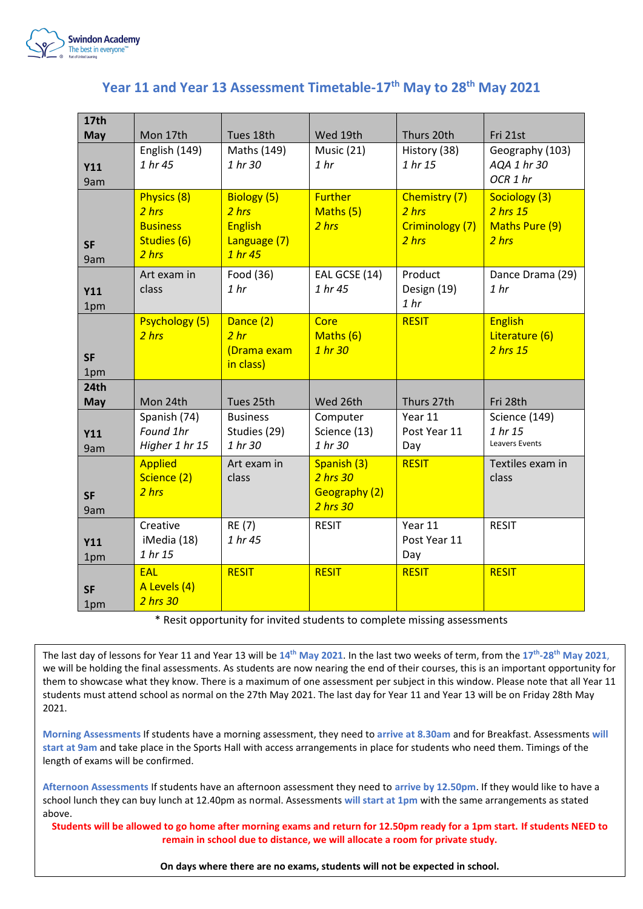Swindon Academy
The best in everyone™

## Year 11 and Year 13 Assessment Timetable-17th May to 28th May 2021

| 17th May | Mon 17th | Tues 18th | Wed 19th | Thurs 20th | Fri 21st |
|---|---|---|---|---|---|
| **Y11** 9am | English (149) *1 hr 45* | Maths (149) *1 hr 30* | Music (21) *1 hr* | History (38) *1 hr 15* | Geography (103) *AQA 1 hr 30* *OCR 1 hr* |
| **SF** 9am | Physics (8) *2 hrs* Business Studies (6) *2 hrs* | Biology (5) *2 hrs* English Language (7) *1 hr 45* | Further Maths (5) *2 hrs* | Chemistry (7) *2 hrs* Criminology (7) *2 hrs* | Sociology (3) *2 hrs 15* Maths Pure (9) *2 hrs* |
| **Y11** 1pm | Art exam in class | Food (36) *1 hr* | EAL GCSE (14) *1 hr 45* | Product Design (19) *1 hr* | Dance Drama (29) *1 hr* |
| **SF** 1pm | Psychology (5) *2 hrs* | Dance (2) *2 hr* (Drama exam in class) | Core Maths (6) *1 hr 30* | RESIT | English Literature (6) *2 hrs 15* |
| **24th May** | Mon 24th | Tues 25th | Wed 26th | Thurs 27th | Fri 28th |
| **Y11** 9am | Spanish (74) *Found 1hr* *Higher 1 hr 15* | Business Studies (29) *1 hr 30* | Computer Science (13) *1 hr 30* | Year 11 Post Year 11 Day | Science (149) *1 hr 15* Leavers Events |
| **SF** 9am | Applied Science (2) *2 hrs* | Art exam in class | Spanish (3) *2 hrs 30* Geography (2) *2 hrs 30* | RESIT | Textiles exam in class |
| **Y11** 1pm | Creative iMedia (18) *1 hr 15* | RE (7) *1 hr 45* | RESIT | Year 11 Post Year 11 Day | RESIT |
| **SF** 1pm | EAL A Levels (4) *2 hrs 30* | RESIT | RESIT | RESIT | RESIT |

\* Resit opportunity for invited students to complete missing assessments

The last day of lessons for Year 11 and Year 13 will be 14th May 2021. In the last two weeks of term, from the 17th-28th May 2021, we will be holding the final assessments. As students are now nearing the end of their courses, this is an important opportunity for them to showcase what they know. There is a maximum of one assessment per subject in this window. Please note that all Year 11 students must attend school as normal on the 27th May 2021. The last day for Year 11 and Year 13 will be on Friday 28th May 2021.

**Morning Assessments** If students have a morning assessment, they need to **arrive at 8.30am** and for Breakfast. Assessments **will start at 9am** and take place in the Sports Hall with access arrangements in place for students who need them. Timings of the length of exams will be confirmed.

**Afternoon Assessments** If students have an afternoon assessment they need to **arrive by 12.50pm**. If they would like to have a school lunch they can buy lunch at 12.40pm as normal. Assessments **will start at 1pm** with the same arrangements as stated above.

**Students will be allowed to go home after morning exams and return for 12.50pm ready for a 1pm start. If students NEED to remain in school due to distance, we will allocate a room for private study.**

**On days where there are no exams, students will not be expected in school.**